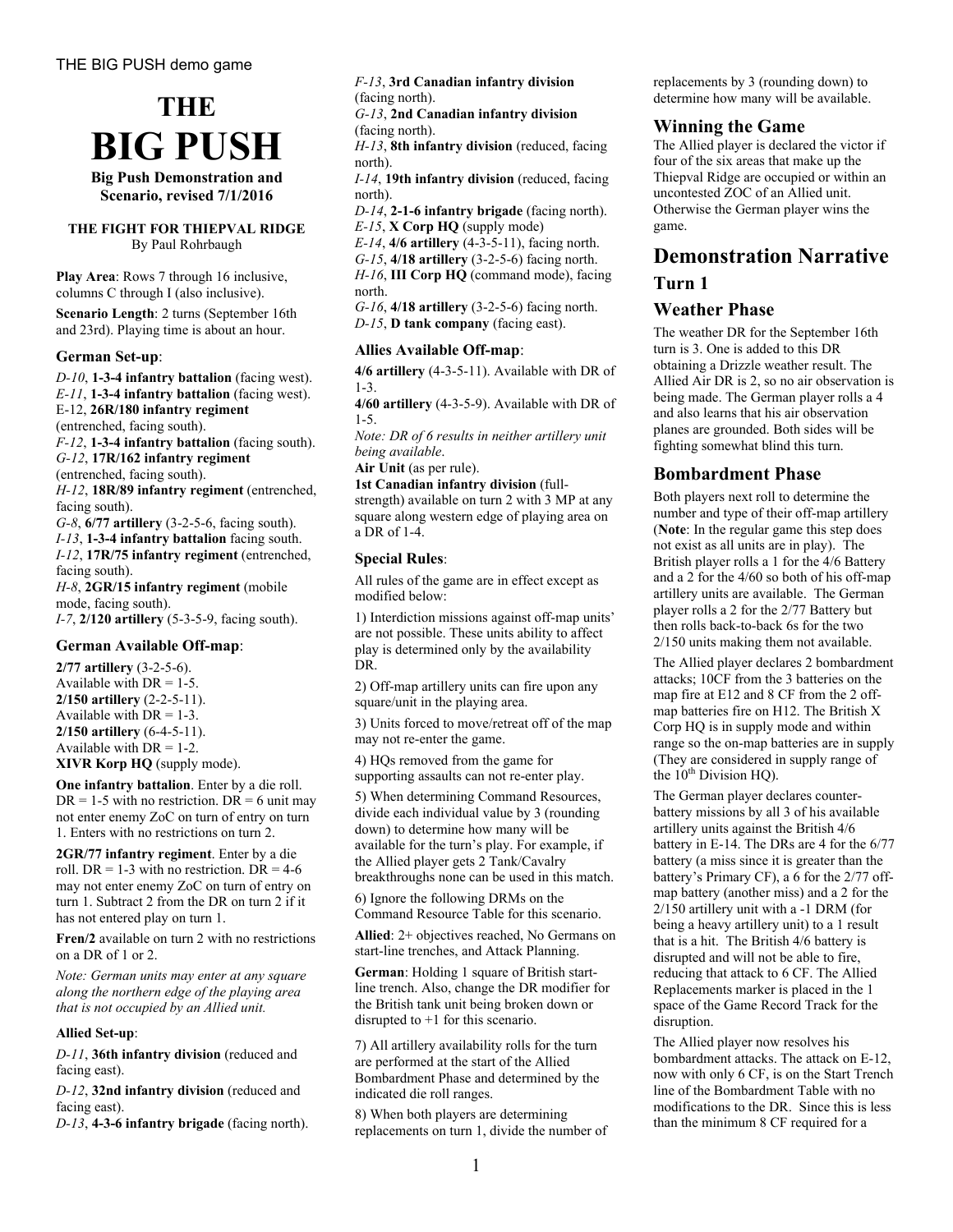# THE BIG PUSH

**Big Push Demonstration and Scenario, revised 7/1/2016**

**THE FIGHT FOR THIEPVAL RIDGE**
By Paul Rohrbaugh

**Play Area**: Rows 7 through 16 inclusive, columns C through I (also inclusive).

**Scenario Length**: 2 turns (September 16th and 23rd). Playing time is about an hour.

### German Set-up:

*D-10*, **1-3-4 infantry battalion** (facing west).
*E-11*, **1-3-4 infantry battalion** (facing west).
E-12, **26R/180 infantry regiment** (entrenched, facing south).
*F-12*, **1-3-4 infantry battalion** (facing south).
*G-12*, **17R/162 infantry regiment** (entrenched, facing south).
*H-12*, **18R/89 infantry regiment** (entrenched, facing south).
*G-8*, **6/77 artillery** (3-2-5-6, facing south).
*I-13*, **1-3-4 infantry battalion** facing south.
*I-12*, **17R/75 infantry regiment** (entrenched, facing south).
*H-8*, **2GR/15 infantry regiment** (mobile mode, facing south).
*I-7*, **2/120 artillery** (5-3-5-9, facing south).

### German Available Off-map:

**2/77 artillery** (3-2-5-6).
Available with DR = 1-5.
**2/150 artillery** (2-2-5-11).
Available with DR = 1-3.
**2/150 artillery** (6-4-5-11).
Available with DR = 1-2.
**XIVR Korp HQ** (supply mode).

**One infantry battalion**. Enter by a die roll. DR = 1-5 with no restriction. DR = 6 unit may not enter enemy ZoC on turn of entry on turn 1. Enters with no restrictions on turn 2.

**2GR/77 infantry regiment**. Enter by a die roll. DR = 1-3 with no restriction. DR = 4-6 may not enter enemy ZoC on turn of entry on turn 1. Subtract 2 from the DR on turn 2 if it has not entered play on turn 1.

**Fren/2** available on turn 2 with no restrictions on a DR of 1 or 2.

*Note: German units may enter at any square along the northern edge of the playing area that is not occupied by an Allied unit.*

#### Allied Set-up:

*D-11*, **36th infantry division** (reduced and facing east).
*D-12*, **32nd infantry division** (reduced and facing east).
*D-13*, **4-3-6 infantry brigade** (facing north).
*F-13*, **3rd Canadian infantry division** (facing north).
*G-13*, **2nd Canadian infantry division** (facing north).
*H-13*, **8th infantry division** (reduced, facing north).
*I-14*, **19th infantry division** (reduced, facing north).
*D-14*, **2-1-6 infantry brigade** (facing north).
*E-15*, **X Corp HQ** (supply mode)
*E-14*, **4/6 artillery** (4-3-5-11), facing north.
*G-15*, **4/18 artillery** (3-2-5-6) facing north.
*H-16*, **III Corp HQ** (command mode), facing north.
*G-16*, **4/18 artillery** (3-2-5-6) facing north.
*D-15*, **D tank company** (facing east).

### Allies Available Off-map:

**4/6 artillery** (4-3-5-11). Available with DR of 1-3.
**4/60 artillery** (4-3-5-9). Available with DR of 1-5.
*Note: DR of 6 results in neither artillery unit being available.*
**Air Unit** (as per rule).
**1st Canadian infantry division** (full-strength) available on turn 2 with 3 MP at any square along western edge of playing area on a DR of 1-4.

### Special Rules:

All rules of the game are in effect except as modified below:

1) Interdiction missions against off-map units' are not possible. These units ability to affect play is determined only by the availability DR.

2) Off-map artillery units can fire upon any square/unit in the playing area.

3) Units forced to move/retreat off of the map may not re-enter the game.

4) HQs removed from the game for supporting assaults can not re-enter play.

5) When determining Command Resources, divide each individual value by 3 (rounding down) to determine how many will be available for the turn's play. For example, if the Allied player gets 2 Tank/Cavalry breakthroughs none can be used in this match.

6) Ignore the following DRMs on the Command Resource Table for this scenario.

**Allied**: 2+ objectives reached, No Germans on start-line trenches, and Attack Planning.

**German**: Holding 1 square of British start-line trench. Also, change the DR modifier for the British tank unit being broken down or disrupted to +1 for this scenario.

7) All artillery availability rolls for the turn are performed at the start of the Allied Bombardment Phase and determined by the indicated die roll ranges.

8) When both players are determining replacements on turn 1, divide the number of replacements by 3 (rounding down) to determine how many will be available.

### Winning the Game

The Allied player is declared the victor if four of the six areas that make up the Thiepval Ridge are occupied or within an uncontested ZOC of an Allied unit. Otherwise the German player wins the game.

## Demonstration Narrative

### Turn 1

### Weather Phase

The weather DR for the September 16th turn is 3. One is added to this DR obtaining a Drizzle weather result. The Allied Air DR is 2, so no air observation is being made. The German player rolls a 4 and also learns that his air observation planes are grounded. Both sides will be fighting somewhat blind this turn.

### Bombardment Phase

Both players next roll to determine the number and type of their off-map artillery (**Note**: In the regular game this step does not exist as all units are in play). The British player rolls a 1 for the 4/6 Battery and a 2 for the 4/60 so both of his off-map artillery units are available. The German player rolls a 2 for the 2/77 Battery but then rolls back-to-back 6s for the two 2/150 units making them not available.

The Allied player declares 2 bombardment attacks; 10CF from the 3 batteries on the map fire at E12 and 8 CF from the 2 off-map batteries fire on H12. The British X Corp HQ is in supply mode and within range so the on-map batteries are in supply (They are considered in supply range of the 10th Division HQ).

The German player declares counter-battery missions by all 3 of his available artillery units against the British 4/6 battery in E-14. The DRs are 4 for the 6/77 battery (a miss since it is greater than the battery's Primary CF), a 6 for the 2/77 off-map battery (another miss) and a 2 for the 2/150 artillery unit with a -1 DRM (for being a heavy artillery unit) to a 1 result that is a hit. The British 4/6 battery is disrupted and will not be able to fire, reducing that attack to 6 CF. The Allied Replacements marker is placed in the 1 space of the Game Record Track for the disruption.

The Allied player now resolves his bombardment attacks. The attack on E-12, now with only 6 CF, is on the Start Trench line of the Bombardment Table with no modifications to the DR. Since this is less than the minimum 8 CF required for a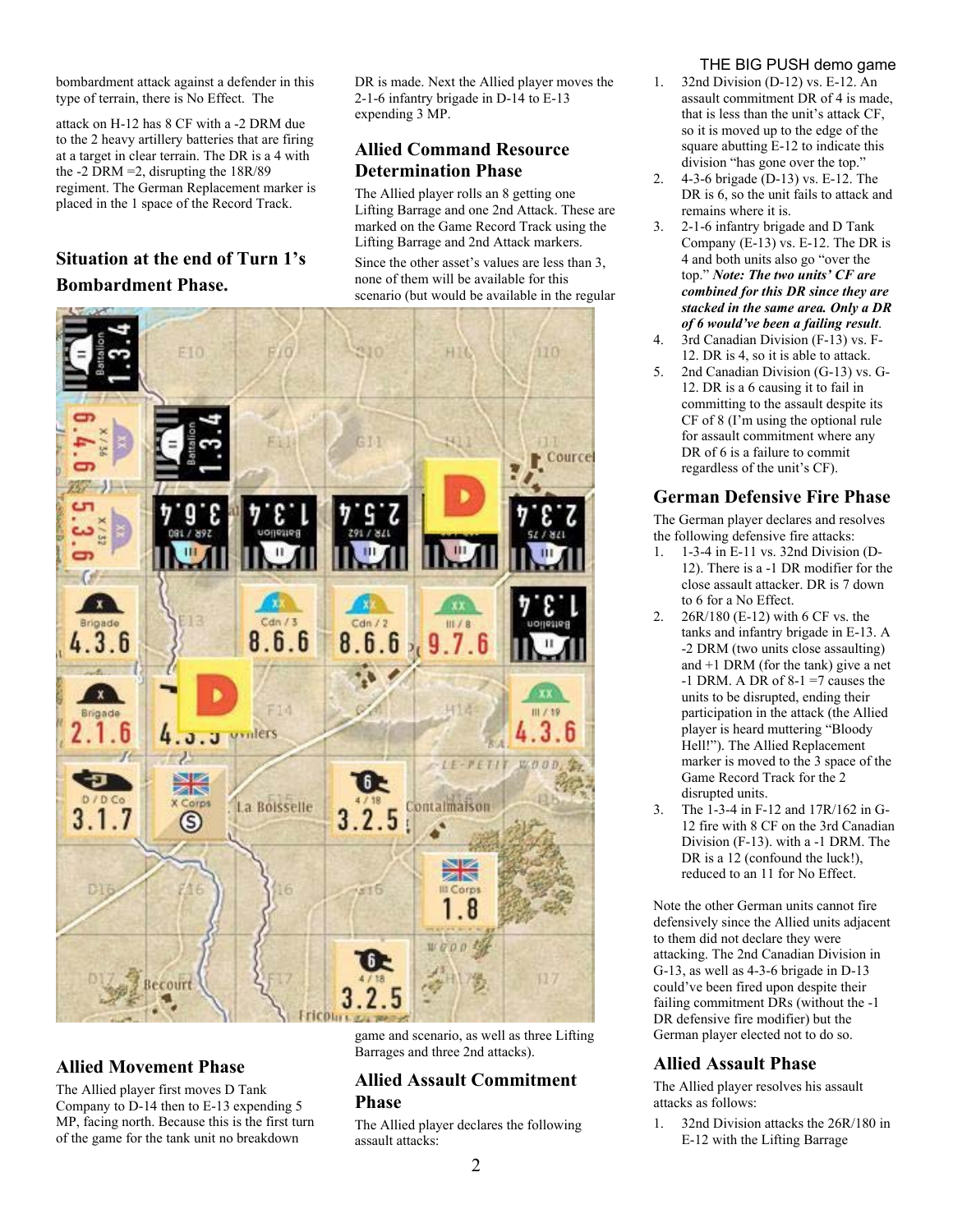bombardment attack against a defender in this type of terrain, there is No Effect. The

attack on H-12 has 8 CF with a -2 DRM due to the 2 heavy artillery batteries that are firing at a target in clear terrain. The DR is a 4 with the -2 DRM =2, disrupting the 18R/89 regiment. The German Replacement marker is placed in the 1 space of the Record Track.

## Situation at the end of Turn 1's Bombardment Phase.

## Allied Movement Phase

The Allied player first moves D Tank Company to D-14 then to E-13 expending 5 MP, facing north. Because this is the first turn of the game for the tank unit no breakdown DR is made. Next the Allied player moves the 2-1-6 infantry brigade in D-14 to E-13 expending 3 MP.

## Allied Command Resource Determination Phase

The Allied player rolls an 8 getting one Lifting Barrage and one 2nd Attack. These are marked on the Game Record Track using the Lifting Barrage and 2nd Attack markers.

Since the other asset's values are less than 3, none of them will be available for this scenario (but would be available in the regular game and scenario, as well as three Lifting Barrages and three 2nd attacks).

## Allied Assault Commitment Phase

The Allied player declares the following assault attacks:

1. 32nd Division (D-12) vs. E-12. An assault commitment DR of 4 is made, that is less than the unit's attack CF, so it is moved up to the edge of the square abutting E-12 to indicate this division "has gone over the top."
2. 4-3-6 brigade (D-13) vs. E-12. The DR is 6, so the unit fails to attack and remains where it is.
3. 2-1-6 infantry brigade and D Tank Company (E-13) vs. E-12. The DR is 4 and both units also go "over the top." ***Note: The two units' CF are combined for this DR since they are stacked in the same area. Only a DR of 6 would've been a failing result***.
4. 3rd Canadian Division (F-13) vs. F-12. DR is 4, so it is able to attack.
5. 2nd Canadian Division (G-13) vs. G-12. DR is a 6 causing it to fail in committing to the assault despite its CF of 8 (I'm using the optional rule for assault commitment where any DR of 6 is a failure to commit regardless of the unit's CF).

## German Defensive Fire Phase

The German player declares and resolves the following defensive fire attacks:

1. 1-3-4 in E-11 vs. 32nd Division (D-12). There is a -1 DR modifier for the close assault attacker. DR is 7 down to 6 for a No Effect.
2. 26R/180 (E-12) with 6 CF vs. the tanks and infantry brigade in E-13. A -2 DRM (two units close assaulting) and +1 DRM (for the tank) give a net -1 DRM. A DR of 8-1 =7 causes the units to be disrupted, ending their participation in the attack (the Allied player is heard muttering "Bloody Hell!"). The Allied Replacement marker is moved to the 3 space of the Game Record Track for the 2 disrupted units.
3. The 1-3-4 in F-12 and 17R/162 in G-12 fire with 8 CF on the 3rd Canadian Division (F-13). with a -1 DRM. The DR is a 12 (confound the luck!), reduced to an 11 for No Effect.

Note the other German units cannot fire defensively since the Allied units adjacent to them did not declare they were attacking. The 2nd Canadian Division in G-13, as well as 4-3-6 brigade in D-13 could've been fired upon despite their failing commitment DRs (without the -1 DR defensive fire modifier) but the German player elected not to do so.

## Allied Assault Phase

The Allied player resolves his assault attacks as follows:

1. 32nd Division attacks the 26R/180 in E-12 with the Lifting Barrage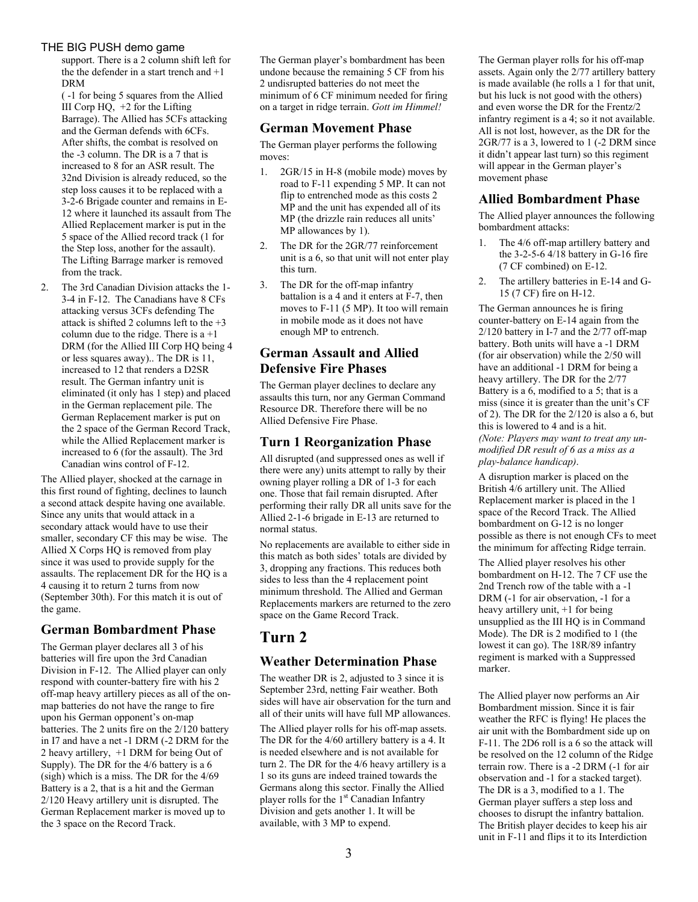support. There is a 2 column shift left for the the defender in a start trench and +1 DRM

( -1 for being 5 squares from the Allied III Corp HQ, +2 for the Lifting Barrage). The Allied has 5CFs attacking and the German defends with 6CFs. After shifts, the combat is resolved on the -3 column. The DR is a 7 that is increased to 8 for an ASR result. The 32nd Division is already reduced, so the step loss causes it to be replaced with a 3-2-6 Brigade counter and remains in E-12 where it launched its assault from The Allied Replacement marker is put in the 5 space of the Allied record track (1 for the Step loss, another for the assault). The Lifting Barrage marker is removed from the track.

2. The 3rd Canadian Division attacks the 1-3-4 in F-12. The Canadians have 8 CFs attacking versus 3CFs defending The attack is shifted 2 columns left to the +3 column due to the ridge. There is a +1 DRM (for the Allied III Corp HQ being 4 or less squares away).. The DR is 11, increased to 12 that renders a D2SR result. The German infantry unit is eliminated (it only has 1 step) and placed in the German replacement pile. The German Replacement marker is put on the 2 space of the German Record Track, while the Allied Replacement marker is increased to 6 (for the assault). The 3rd Canadian wins control of F-12.

The Allied player, shocked at the carnage in this first round of fighting, declines to launch a second attack despite having one available. Since any units that would attack in a secondary attack would have to use their smaller, secondary CF this may be wise. The Allied X Corps HQ is removed from play since it was used to provide supply for the assaults. The replacement DR for the HQ is a 4 causing it to return 2 turns from now (September 30th). For this match it is out of the game.

## German Bombardment Phase

The German player declares all 3 of his batteries will fire upon the 3rd Canadian Division in F-12. The Allied player can only respond with counter-battery fire with his 2 off-map heavy artillery pieces as all of the on-map batteries do not have the range to fire upon his German opponent's on-map batteries. The 2 units fire on the 2/120 battery in I7 and have a net -1 DRM (-2 DRM for the 2 heavy artillery, +1 DRM for being Out of Supply). The DR for the 4/6 battery is a 6 (sigh) which is a miss. The DR for the 4/69 Battery is a 2, that is a hit and the German 2/120 Heavy artillery unit is disrupted. The German Replacement marker is moved up to the 3 space on the Record Track.

The German player's bombardment has been undone because the remaining 5 CF from his 2 undisrupted batteries do not meet the minimum of 6 CF minimum needed for firing on a target in ridge terrain. *Gott im Himmel!*

## German Movement Phase

The German player performs the following moves:

1. 2GR/15 in H-8 (mobile mode) moves by road to F-11 expending 5 MP. It can not flip to entrenched mode as this costs 2 MP and the unit has expended all of its MP (the drizzle rain reduces all units' MP allowances by 1).
2. The DR for the 2GR/77 reinforcement unit is a 6, so that unit will not enter play this turn.
3. The DR for the off-map infantry battalion is a 4 and it enters at F-7, then moves to F-11 (5 MP). It too will remain in mobile mode as it does not have enough MP to entrench.

## German Assault and Allied Defensive Fire Phases

The German player declines to declare any assaults this turn, nor any German Command Resource DR. Therefore there will be no Allied Defensive Fire Phase.

## Turn 1 Reorganization Phase

All disrupted (and suppressed ones as well if there were any) units attempt to rally by their owning player rolling a DR of 1-3 for each one. Those that fail remain disrupted. After performing their rally DR all units save for the Allied 2-1-6 brigade in E-13 are returned to normal status.

No replacements are available to either side in this match as both sides' totals are divided by 3, dropping any fractions. This reduces both sides to less than the 4 replacement point minimum threshold. The Allied and German Replacements markers are returned to the zero space on the Game Record Track.

# Turn 2

## Weather Determination Phase

The weather DR is 2, adjusted to 3 since it is September 23rd, netting Fair weather. Both sides will have air observation for the turn and all of their units will have full MP allowances.

The Allied player rolls for his off-map assets. The DR for the 4/60 artillery battery is a 4. It is needed elsewhere and is not available for turn 2. The DR for the 4/6 heavy artillery is a 1 so its guns are indeed trained towards the Germans along this sector. Finally the Allied player rolls for the 1st Canadian Infantry Division and gets another 1. It will be available, with 3 MP to expend.

The German player rolls for his off-map assets. Again only the 2/77 artillery battery is made available (he rolls a 1 for that unit, but his luck is not good with the others) and even worse the DR for the Frentz/2 infantry regiment is a 4; so it not available. All is not lost, however, as the DR for the 2GR/77 is a 3, lowered to 1 (-2 DRM since it didn't appear last turn) so this regiment will appear in the German player's movement phase

## Allied Bombardment Phase

The Allied player announces the following bombardment attacks:

1. The 4/6 off-map artillery battery and the 3-2-5-6 4/18 battery in G-16 fire (7 CF combined) on E-12.
2. The artillery batteries in E-14 and G-15 (7 CF) fire on H-12.

The German announces he is firing counter-battery on E-14 again from the 2/120 battery in I-7 and the 2/77 off-map battery. Both units will have a -1 DRM (for air observation) while the 2/50 will have an additional -1 DRM for being a heavy artillery. The DR for the 2/77 Battery is a 6, modified to a 5; that is a miss (since it is greater than the unit's CF of 2). The DR for the 2/120 is also a 6, but this is lowered to 4 and is a hit.

*(Note: Players may want to treat any un-modified DR result of 6 as a miss as a play-balance handicap)*.

A disruption marker is placed on the British 4/6 artillery unit. The Allied Replacement marker is placed in the 1 space of the Record Track. The Allied bombardment on G-12 is no longer possible as there is not enough CFs to meet the minimum for affecting Ridge terrain.

The Allied player resolves his other bombardment on H-12. The 7 CF use the 2nd Trench row of the table with a -1 DRM (-1 for air observation, -1 for a heavy artillery unit, +1 for being unsupplied as the III HQ is in Command Mode). The DR is 2 modified to 1 (the lowest it can go). The 18R/89 infantry regiment is marked with a Suppressed marker.

The Allied player now performs an Air Bombardment mission. Since it is fair weather the RFC is flying! He places the air unit with the Bombardment side up on F-11. The 2D6 roll is a 6 so the attack will be resolved on the 12 column of the Ridge terrain row. There is a -2 DRM (-1 for air observation and -1 for a stacked target). The DR is a 3, modified to a 1. The German player suffers a step loss and chooses to disrupt the infantry battalion. The British player decides to keep his air unit in F-11 and flips it to its Interdiction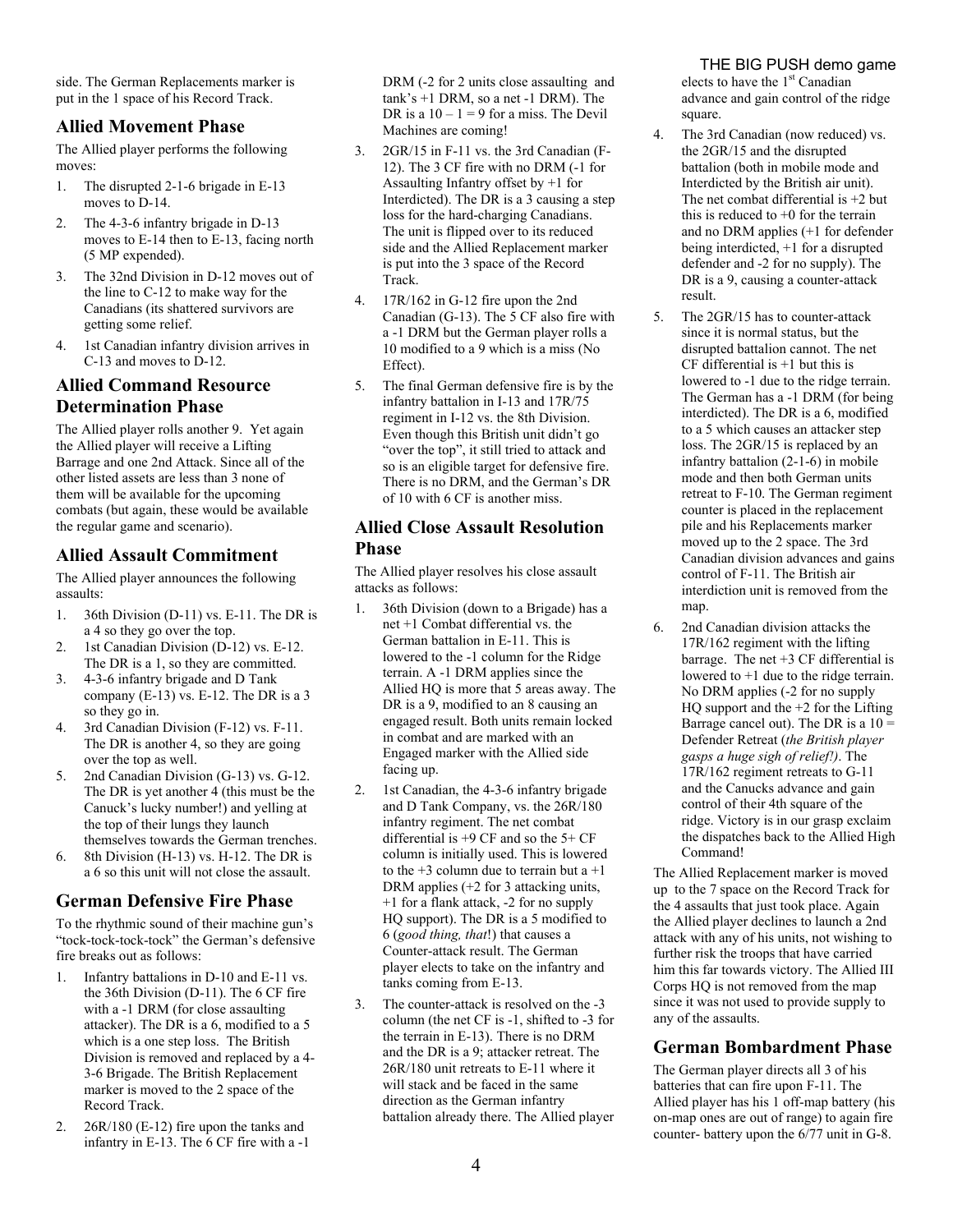side. The German Replacements marker is put in the 1 space of his Record Track.

## Allied Movement Phase

The Allied player performs the following moves:

1. The disrupted 2-1-6 brigade in E-13 moves to D-14.
2. The 4-3-6 infantry brigade in D-13 moves to E-14 then to E-13, facing north (5 MP expended).
3. The 32nd Division in D-12 moves out of the line to C-12 to make way for the Canadians (its shattered survivors are getting some relief.
4. 1st Canadian infantry division arrives in C-13 and moves to D-12.

## Allied Command Resource Determination Phase

The Allied player rolls another 9. Yet again the Allied player will receive a Lifting Barrage and one 2nd Attack. Since all of the other listed assets are less than 3 none of them will be available for the upcoming combats (but again, these would be available the regular game and scenario).

## Allied Assault Commitment

The Allied player announces the following assaults:

1. 36th Division (D-11) vs. E-11. The DR is a 4 so they go over the top.
2. 1st Canadian Division (D-12) vs. E-12. The DR is a 1, so they are committed.
3. 4-3-6 infantry brigade and D Tank company (E-13) vs. E-12. The DR is a 3 so they go in.
4. 3rd Canadian Division (F-12) vs. F-11. The DR is another 4, so they are going over the top as well.
5. 2nd Canadian Division (G-13) vs. G-12. The DR is yet another 4 (this must be the Canuck's lucky number!) and yelling at the top of their lungs they launch themselves towards the German trenches.
6. 8th Division (H-13) vs. H-12. The DR is a 6 so this unit will not close the assault.

## German Defensive Fire Phase

To the rhythmic sound of their machine gun's "tock-tock-tock-tock" the German's defensive fire breaks out as follows:

1. Infantry battalions in D-10 and E-11 vs. the 36th Division (D-11). The 6 CF fire with a -1 DRM (for close assaulting attacker). The DR is a 6, modified to a 5 which is a one step loss. The British Division is removed and replaced by a 4-3-6 Brigade. The British Replacement marker is moved to the 2 space of the Record Track.
2. 26R/180 (E-12) fire upon the tanks and infantry in E-13. The 6 CF fire with a -1 DRM (-2 for 2 units close assaulting and tank's +1 DRM, so a net -1 DRM). The DR is a 10 – 1 = 9 for a miss. The Devil Machines are coming!
3. 2GR/15 in F-11 vs. the 3rd Canadian (F-12). The 3 CF fire with no DRM (-1 for Assaulting Infantry offset by +1 for Interdicted). The DR is a 3 causing a step loss for the hard-charging Canadians. The unit is flipped over to its reduced side and the Allied Replacement marker is put into the 3 space of the Record Track.
4. 17R/162 in G-12 fire upon the 2nd Canadian (G-13). The 5 CF also fire with a -1 DRM but the German player rolls a 10 modified to a 9 which is a miss (No Effect).
5. The final German defensive fire is by the infantry battalion in I-13 and 17R/75 regiment in I-12 vs. the 8th Division. Even though this British unit didn't go "over the top", it still tried to attack and so is an eligible target for defensive fire. There is no DRM, and the German's DR of 10 with 6 CF is another miss.

## Allied Close Assault Resolution Phase

The Allied player resolves his close assault attacks as follows:

1. 36th Division (down to a Brigade) has a net +1 Combat differential vs. the German battalion in E-11. This is lowered to the -1 column for the Ridge terrain. A -1 DRM applies since the Allied HQ is more that 5 areas away. The DR is a 9, modified to an 8 causing an engaged result. Both units remain locked in combat and are marked with an Engaged marker with the Allied side facing up.
2. 1st Canadian, the 4-3-6 infantry brigade and D Tank Company, vs. the 26R/180 infantry regiment. The net combat differential is +9 CF and so the 5+ CF column is initially used. This is lowered to the +3 column due to terrain but a +1 DRM applies (+2 for 3 attacking units, +1 for a flank attack, -2 for no supply HQ support). The DR is a 5 modified to 6 (*good thing, that*!) that causes a Counter-attack result. The German player elects to take on the infantry and tanks coming from E-13.
3. The counter-attack is resolved on the -3 column (the net CF is -1, shifted to -3 for the terrain in E-13). There is no DRM and the DR is a 9; attacker retreat. The 26R/180 unit retreats to E-11 where it will stack and be faced in the same direction as the German infantry battalion already there. The Allied player elects to have the 1st Canadian advance and gain control of the ridge square.
4. The 3rd Canadian (now reduced) vs. the 2GR/15 and the disrupted battalion (both in mobile mode and Interdicted by the British air unit). The net combat differential is +2 but this is reduced to +0 for the terrain and no DRM applies (+1 for defender being interdicted, +1 for a disrupted defender and -2 for no supply). The DR is a 9, causing a counter-attack result.
5. The 2GR/15 has to counter-attack since it is normal status, but the disrupted battalion cannot. The net CF differential is +1 but this is lowered to -1 due to the ridge terrain. The German has a -1 DRM (for being interdicted). The DR is a 6, modified to a 5 which causes an attacker step loss. The 2GR/15 is replaced by an infantry battalion (2-1-6) in mobile mode and then both German units retreat to F-10. The German regiment counter is placed in the replacement pile and his Replacements marker moved up to the 2 space. The 3rd Canadian division advances and gains control of F-11. The British air interdiction unit is removed from the map.
6. 2nd Canadian division attacks the 17R/162 regiment with the lifting barrage. The net +3 CF differential is lowered to +1 due to the ridge terrain. No DRM applies (-2 for no supply HQ support and the +2 for the Lifting Barrage cancel out). The DR is a 10 = Defender Retreat (*the British player gasps a huge sigh of relief!)*. The 17R/162 regiment retreats to G-11 and the Canucks advance and gain control of their 4th square of the ridge. Victory is in our grasp exclaim the dispatches back to the Allied High Command!

The Allied Replacement marker is moved up to the 7 space on the Record Track for the 4 assaults that just took place. Again the Allied player declines to launch a 2nd attack with any of his units, not wishing to further risk the troops that have carried him this far towards victory. The Allied III Corps HQ is not removed from the map since it was not used to provide supply to any of the assaults.

## German Bombardment Phase

The German player directs all 3 of his batteries that can fire upon F-11. The Allied player has his 1 off-map battery (his on-map ones are out of range) to again fire counter- battery upon the 6/77 unit in G-8.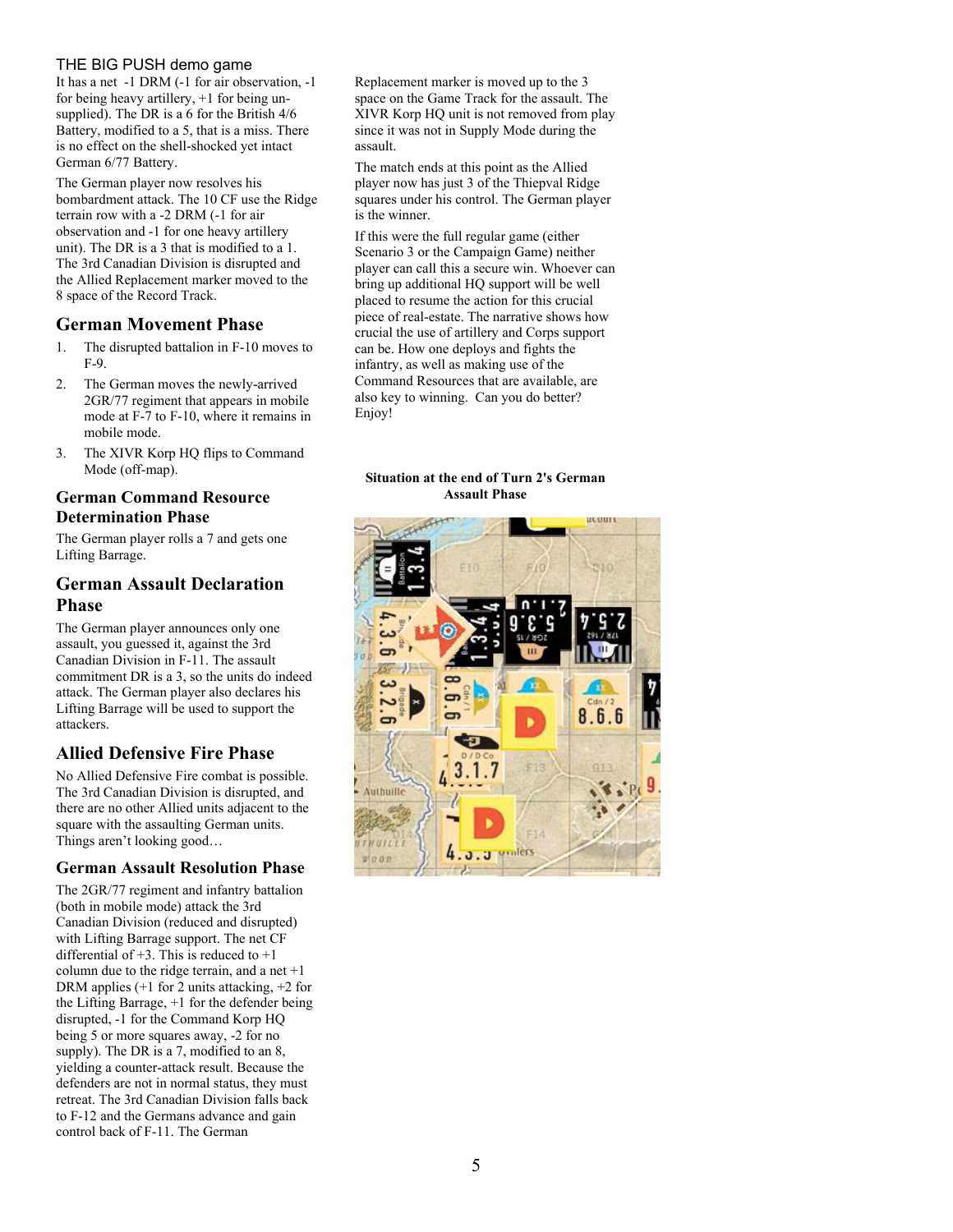THE BIG PUSH demo game

It has a net -1 DRM (-1 for air observation, -1 for being heavy artillery, +1 for being un-supplied). The DR is a 6 for the British 4/6 Battery, modified to a 5, that is a miss. There is no effect on the shell-shocked yet intact German 6/77 Battery.

The German player now resolves his bombardment attack. The 10 CF use the Ridge terrain row with a -2 DRM (-1 for air observation and -1 for heavy artillery unit). The DR is a 3 that is modified to a 1. The 3rd Canadian Division is disrupted and the Allied Replacement marker moved to the 8 space of the Record Track.

## German Movement Phase

1. The disrupted battalion in F-10 moves to F-9.
2. The German moves the newly-arrived 2GR/77 regiment that appears in mobile mode at F-7 to F-10, where it remains in mobile mode.
3. The XIVR Korp HQ flips to Command Mode (off-map).

## German Command Resource Determination Phase

The German player rolls a 7 and gets one Lifting Barrage.

## German Assault Declaration Phase

The German player announces only one assault, you guessed it, against the 3rd Canadian Division in F-11. The assault commitment DR is a 3, so the units do indeed attack. The German player also declares his Lifting Barrage will be used to support the attackers.

## Allied Defensive Fire Phase

No Allied Defensive Fire combat is possible. The 3rd Canadian Division is disrupted, and there are no other Allied units adjacent to the square with the assaulting German units. Things aren't looking good…

## German Assault Resolution Phase

The 2GR/77 regiment and infantry battalion (both in mobile mode) attack the 3rd Canadian Division (reduced and disrupted) with Lifting Barrage support. The net CF differential of +3. This is reduced to +1 column due to the ridge terrain, and a net +1 DRM applies (+1 for 2 units attacking, +2 for the Lifting Barrage, +1 for the defender being disrupted, -1 for the Command Korp HQ being 5 or more squares away, -2 for no supply). The DR is a 7, modified to an 8, yielding a counter-attack result. Because the defenders are not in normal status, they must retreat. The 3rd Canadian Division falls back to F-12 and the Germans advance and gain control back of F-11. The German Replacement marker is moved up to the 3 space on the Game Track for the assault. The XIVR Korp HQ unit is not removed from play since it was not in Supply Mode during the assault.

The match ends at this point as the Allied player now has just 3 of the Thiepval Ridge squares under his control. The German player is the winner.

If this were the full regular game (either Scenario 3 or the Campaign Game) neither player can call this a secure win. Whoever can bring up additional HQ support will be well placed to resume the action for this crucial piece of real-estate. The narrative shows how crucial the use of artillery and Corps support can be. How one deploys and fights the infantry, as well as making use of the Command Resources that are available, are also key to winning. Can you do better? Enjoy!

**Situation at the end of Turn 2's German Assault Phase**